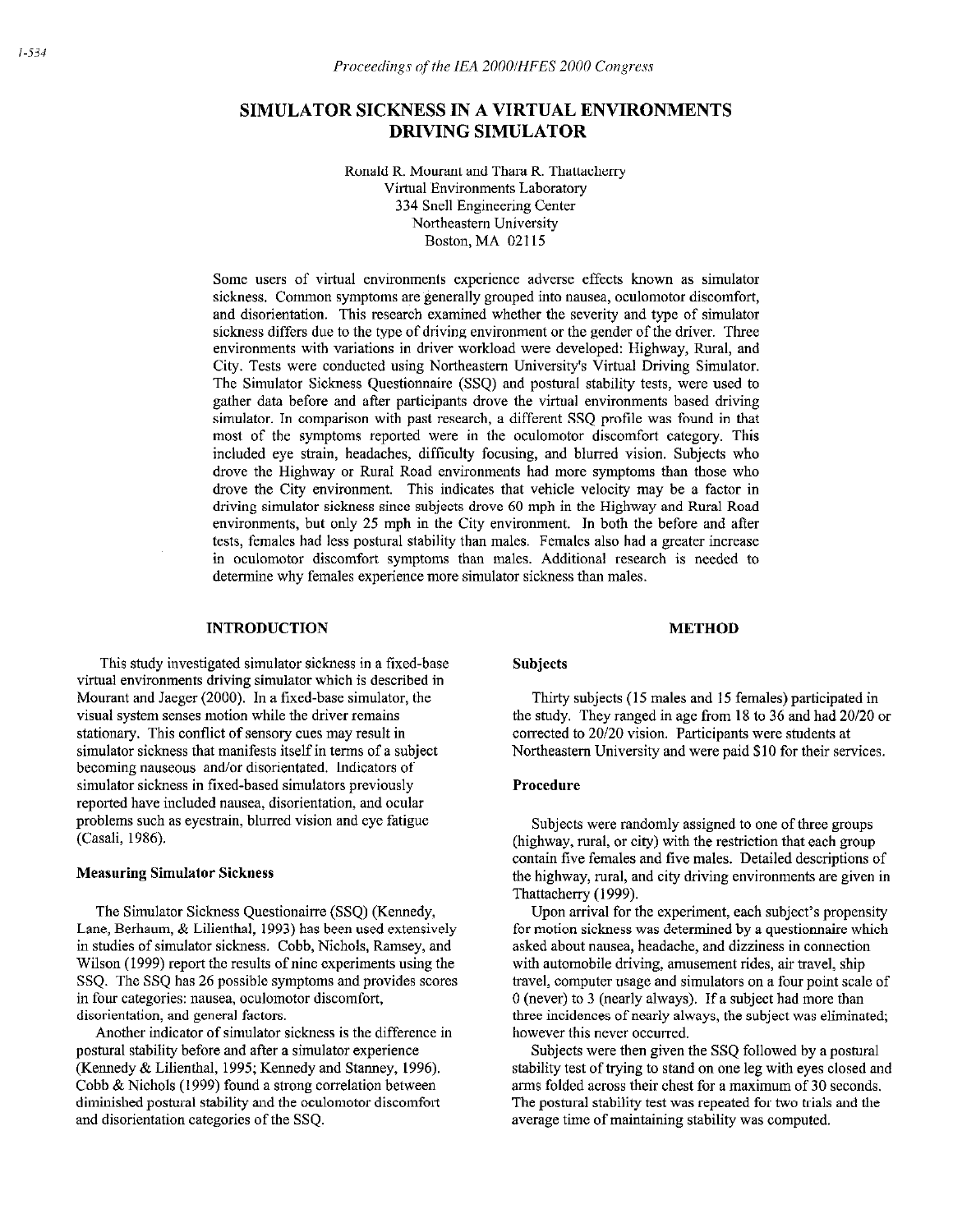# SIMULATOR SICKNESS IN A VIRTUAL ENVIRONMENTS DRIVING SIMULATOR

Ronald R. Mourant and Thara R. Thattacherry
Virtual Environments Laboratory
334 Snell Engineering Center
Northeastern University
Boston, MA 02115

Some users of virtual environments experience adverse effects known as simulator sickness. Common symptoms are generally grouped into nausea, oculomotor discomfort, and disorientation. This research examined whether the severity and type of simulator sickness differs due to the type of driving environment or the gender of the driver. Three environments with variations in driver workload were developed: Highway, Rural, and City. Tests were conducted using Northeastern University's Virtual Driving Simulator. The Simulator Sickness Questionnaire (SSQ) and postural stability tests, were used to gather data before and after participants drove the virtual environments based driving simulator. In comparison with past research, a different SSQ profile was found in that most of the symptoms reported were in the oculomotor discomfort category. This included eye strain, headaches, difficulty focusing, and blurred vision. Subjects who drove the Highway or Rural Road environments had more symptoms than those who drove the City environment. This indicates that vehicle velocity may be a factor in driving simulator sickness since subjects drove 60 mph in the Highway and Rural Road environments, but only 25 mph in the City environment. In both the before and after tests, females had less postural stability than males. Females also had a greater increase in oculomotor discomfort symptoms than males. Additional research is needed to determine why females experience more simulator sickness than males.

## INTRODUCTION

This study investigated simulator sickness in a fixed-base virtual environments driving simulator which is described in Mourant and Jaeger (2000). In a fixed-base simulator, the visual system senses motion while the driver remains stationary. This conflict of sensory cues may result in simulator sickness that manifests itself in terms of a subject becoming nauseous and/or disorientated. Indicators of simulator sickness in fixed-based simulators previously reported have included nausea, disorientation, and ocular problems such as eyestrain, blurred vision and eye fatigue (Casali, 1986).

### Measuring Simulator Sickness

The Simulator Sickness Questionairre (SSQ) (Kennedy, Lane, Berbaum, & Lilienthal, 1993) has been used extensively in studies of simulator sickness. Cobb, Nichols, Ramsey, and Wilson (1999) report the results of nine experiments using the SSQ. The SSQ has 26 possible symptoms and provides scores in four categories: nausea, oculomotor discomfort, disorientation, and general factors.

Another indicator of simulator sickness is the difference in postural stability before and after a simulator experience (Kennedy & Lilienthal, 1995; Kennedy and Stanney, 1996). Cobb & Nichols (1999) found a strong correlation between diminished postural stability and the oculomotor discomfort and disorientation categories of the SSQ.

## METHOD

### Subjects

Thirty subjects (15 males and 15 females) participated in the study. They ranged in age from 18 to 36 and had 20/20 or corrected to 20/20 vision. Participants were students at Northeastern University and were paid $10 for their services.

### Procedure

Subjects were randomly assigned to one of three groups (highway, rural, or city) with the restriction that each group contain five females and five males. Detailed descriptions of the highway, rural, and city driving environments are given in Thattacherry (1999).

Upon arrival for the experiment, each subject's propensity for motion sickness was determined by a questionnaire which asked about nausea, headache, and dizziness in connection with automobile driving, amusement rides, air travel, ship travel, computer usage and simulators on a four point scale of 0 (never) to 3 (nearly always). If a subject had more than three incidences of nearly always, the subject was eliminated; however this never occurred.

Subjects were then given the SSQ followed by a postural stability test of trying to stand on one leg with eyes closed and arms folded across their chest for a maximum of 30 seconds. The postural stability test was repeated for two trials and the average time of maintaining stability was computed.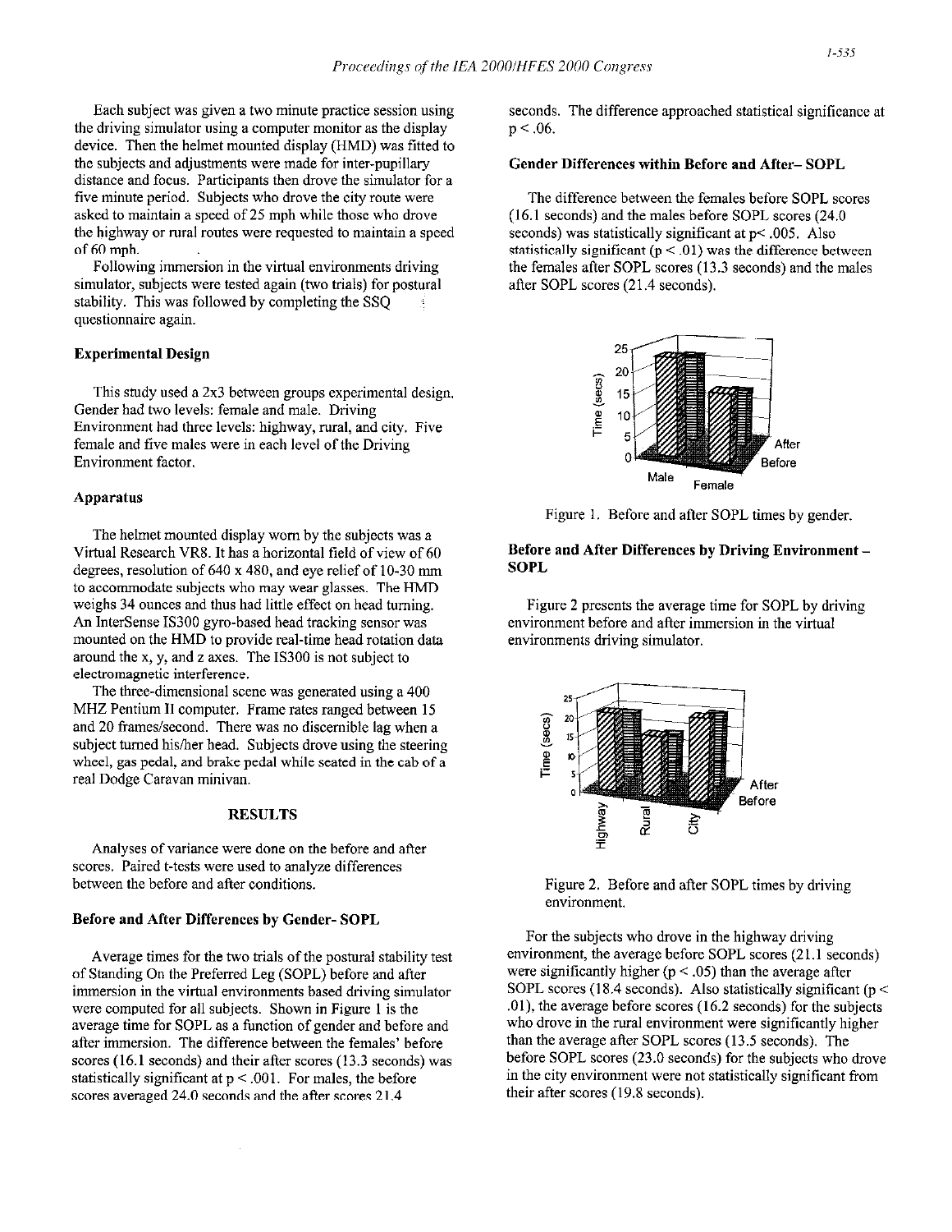Each subject was given a two minute practice session using the driving simulator using a computer monitor as the display device. Then the helmet mounted display (HMD) was fitted to the subjects and adjustments were made for inter-pupillary distance and focus. Participants then drove the simulator for a five minute period. Subjects who drove the city route were asked to maintain a speed of 25 mph while those who drove the highway or rural routes were requested to maintain a speed of 60 mph.

Following immersion in the virtual environments driving simulator, subjects were tested again (two trials) for postural stability. This was followed by completing the SSQ questionnaire again.

### Experimental Design

This study used a 2x3 between groups experimental design. Gender had two levels: female and male. Driving Environment had three levels: highway, rural, and city. Five female and five males were in each level of the Driving Environment factor.

### Apparatus

The helmet mounted display worn by the subjects was a Virtual Research VR8. It has a horizontal field of view of 60 degrees, resolution of 640 x 480, and eye relief of 10-30 mm to accommodate subjects who may wear glasses. The HMD weighs 34 ounces and thus had little effect on head turning. An InterSense IS300 gyro-based head tracking sensor was mounted on the HMD to provide real-time head rotation data around the x, y, and z axes. The IS300 is not subject to electromagnetic interference.

The three-dimensional scene was generated using a 400 MHZ Pentium II computer. Frame rates ranged between 15 and 20 frames/second. There was no discernible lag when a subject turned his/her head. Subjects drove using the steering wheel, gas pedal, and brake pedal while seated in the cab of a real Dodge Caravan minivan.

## RESULTS

Analyses of variance were done on the before and after scores. Paired t-tests were used to analyze differences between the before and after conditions.

### Before and After Differences by Gender- SOPL

Average times for the two trials of the postural stability test of Standing On the Preferred Leg (SOPL) before and after immersion in the virtual environments based driving simulator were computed for all subjects. Shown in Figure 1 is the average time for SOPL as a function of gender and before and after immersion. The difference between the females' before scores (16.1 seconds) and their after scores (13.3 seconds) was statistically significant at $p < .001$. For males, the before scores averaged 24.0 seconds and the after scores 21.4 seconds. The difference approached statistical significance at $p < .06$.

### Gender Differences within Before and After– SOPL

The difference between the females before SOPL scores (16.1 seconds) and the males before SOPL scores (24.0 seconds) was statistically significant at $p < .005$. Also statistically significant ($p < .01$) was the difference between the females after SOPL scores (13.3 seconds) and the males after SOPL scores (21.4 seconds).

Figure 1. Before and after SOPL times by gender.

### Before and After Differences by Driving Environment – SOPL

Figure 2 presents the average time for SOPL by driving environment before and after immersion in the virtual environments driving simulator.

Figure 2. Before and after SOPL times by driving environment.

For the subjects who drove in the highway driving environment, the average before SOPL scores (21.1 seconds) were significantly higher ($p < .05$) than the average after SOPL scores (18.4 seconds). Also statistically significant ($p < .01$), the average before scores (16.2 seconds) for the subjects who drove in the rural environment were significantly higher than the average after SOPL scores (13.5 seconds). The before SOPL scores (23.0 seconds) for the subjects who drove in the city environment were not statistically significant from their after scores (19.8 seconds).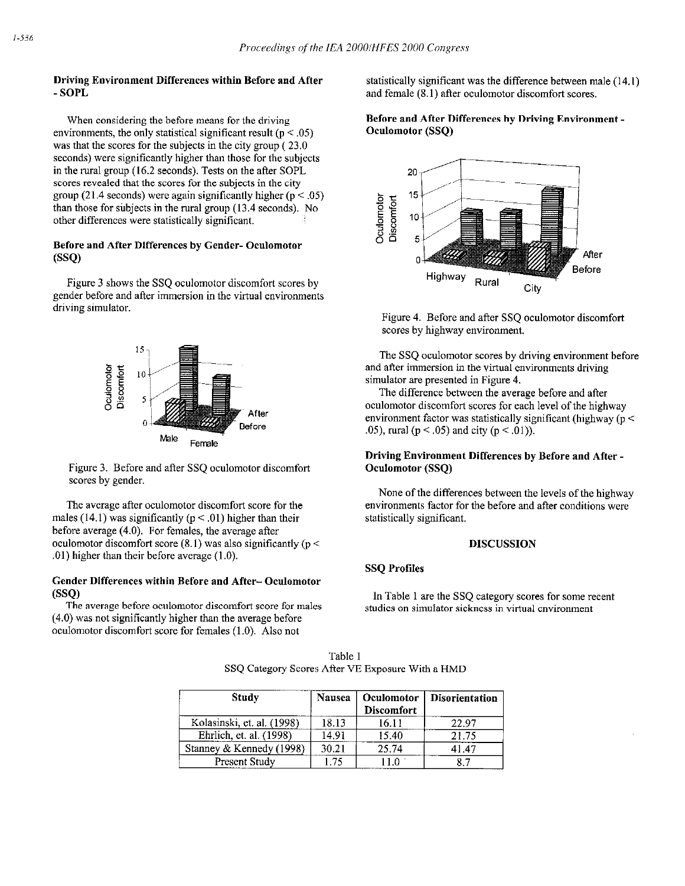### Driving Environment Differences within Before and After - SOPL

When considering the before means for the driving environments, the only statistical significant result ($p < .05$) was that the scores for the subjects in the city group ( 23.0 seconds) were significantly higher than those for the subjects in the rural group (16.2 seconds). Tests on the after SOPL scores revealed that the scores for the subjects in the city group (21.4 seconds) were again significantly higher ($p < .05$) than those for subjects in the rural group (13.4 seconds). No other differences were statistically significant.

### Before and After Differences by Gender- Oculomotor (SSQ)

Figure 3 shows the SSQ oculomotor discomfort scores by gender before and after immersion in the virtual environments driving simulator.

Figure 3. Before and after SSQ oculomotor discomfort scores by gender.

The average after oculomotor discomfort score for the males (14.1) was significantly ($p < .01$) higher than their before average (4.0). For females, the average after oculomotor discomfort score (8.1) was also significantly ($p < .01$) higher than their before average (1.0).

### Gender Differences within Before and After– Oculomotor (SSQ)

The average before oculomotor discomfort score for males (4.0) was not significantly higher than the average before oculomotor discomfort score for females (1.0). Also not statistically significant was the difference between male (14.1) and female (8.1) after oculomotor discomfort scores.

### Before and After Differences by Driving Environment - Oculomotor (SSQ)

Figure 4. Before and after SSQ oculomotor discomfort scores by highway environment.

The SSQ oculomotor scores by driving environment before and after immersion in the virtual environments driving simulator are presented in Figure 4.

The difference between the average before and after oculomotor discomfort scores for each level of the highway environment factor was statistically significant (highway ($p < .05$), rural ($p < .05$) and city ($p < .01$)).

### Driving Environment Differences by Before and After - Oculomotor (SSQ)

None of the differences between the levels of the highway environments factor for the before and after conditions were statistically significant.

## DISCUSSION

### SSQ Profiles

In Table 1 are the SSQ category scores for some recent studies on simulator sickness in virtual environment

Table 1
SSQ Category Scores After VE Exposure With a HMD

| Study | Nausea | Oculomotor Discomfort | Disorientation |
|---|---|---|---|
| Kolasinski, et. al. (1998) | 18.13 | 16.11 | 22.97 |
| Ehrlich, et. al. (1998) | 14.91 | 15.40 | 21.75 |
| Stanney & Kennedy (1998) | 30.21 | 25.74 | 41.47 |
| Present Study | 1.75 | 11.0 | 8.7 |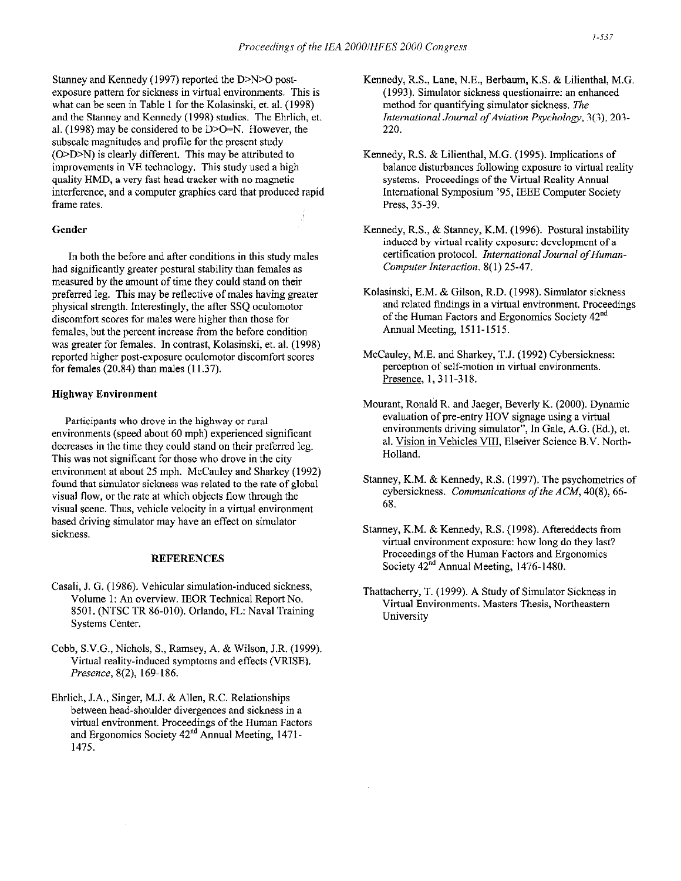Stanney and Kennedy (1997) reported the D>N>O post-exposure pattern for sickness in virtual environments. This is what can be seen in Table 1 for the Kolasinski, et. al. (1998) and the Stanney and Kennedy (1998) studies. The Ehrlich, et. al. (1998) may be considered to be D>O=N. However, the subscale magnitudes and profile for the present study (O>D>N) is clearly different. This may be attributed to improvements in VE technology. This study used a high quality HMD, a very fast head tracker with no magnetic interference, and a computer graphics card that produced rapid frame rates.

### Gender

In both the before and after conditions in this study males had significantly greater postural stability than females as measured by the amount of time they could stand on their preferred leg. This may be reflective of males having greater physical strength. Interestingly, the after SSQ oculomotor discomfort scores for males were higher than those for females, but the percent increase from the before condition was greater for females. In contrast, Kolasinski, et. al. (1998) reported higher post-exposure oculomotor discomfort scores for females (20.84) than males (11.37).

### Highway Environment

Participants who drove in the highway or rural environments (speed about 60 mph) experienced significant decreases in the time they could stand on their preferred leg. This was not significant for those who drove in the city environment at about 25 mph. McCauley and Sharkey (1992) found that simulator sickness was related to the rate of global visual flow, or the rate at which objects flow through the visual scene. Thus, vehicle velocity in a virtual environment based driving simulator may have an effect on simulator sickness.

## REFERENCES

Casali, J. G. (1986). Vehicular simulation-induced sickness, Volume 1: An overview. IEOR Technical Report No. 8501. (NTSC TR 86-010). Orlando, FL: Naval Training Systems Center.

Cobb, S.V.G., Nichols, S., Ramsey, A. & Wilson, J.R. (1999). Virtual reality-induced symptoms and effects (VRISE). *Presence*, 8(2), 169-186.

Ehrlich, J.A., Singer, M.J. & Allen, R.C. Relationships between head-shoulder divergences and sickness in a virtual environment. Proceedings of the Human Factors and Ergonomics Society 42nd Annual Meeting, 1471-1475.

Kennedy, R.S., Lane, N.E., Berbaum, K.S. & Lilienthal, M.G. (1993). Simulator sickness questionairre: an enhanced method for quantifying simulator sickness. *The International Journal of Aviation Psychology*, 3(3), 203-220.

Kennedy, R.S. & Lilienthal, M.G. (1995). Implications of balance disturbances following exposure to virtual reality systems. Proceedings of the Virtual Reality Annual International Symposium '95, IEEE Computer Society Press, 35-39.

Kennedy, R.S., & Stanney, K.M. (1996). Postural instability induced by virtual reality exposure: development of a certification protocol. *International Journal of Human-Computer Interaction*. 8(1) 25-47.

Kolasinski, E.M. & Gilson, R.D. (1998). Simulator sickness and related findings in a virtual environment. Proceedings of the Human Factors and Ergonomics Society 42nd Annual Meeting, 1511-1515.

McCauley, M.E. and Sharkey, T.J. (1992) Cybersickness: perception of self-motion in virtual environments. Presence, 1, 311-318.

Mourant, Ronald R. and Jaeger, Beverly K. (2000). Dynamic evaluation of pre-entry HOV signage using a virtual environments driving simulator", In Gale, A.G. (Ed.), et. al. Vision in Vehicles VIII, Elseiver Science B.V. North-Holland.

Stanney, K.M. & Kennedy, R.S. (1997). The psychometrics of cybersickness. *Communications of the ACM*, 40(8), 66-68.

Stanney, K.M. & Kennedy, R.S. (1998). Aftereddects from virtual environment exposure: how long do they last? Proceedings of the Human Factors and Ergonomics Society 42nd Annual Meeting, 1476-1480.

Thattacherry, T. (1999). A Study of Simulator Sickness in Virtual Environments. Masters Thesis, Northeastern University